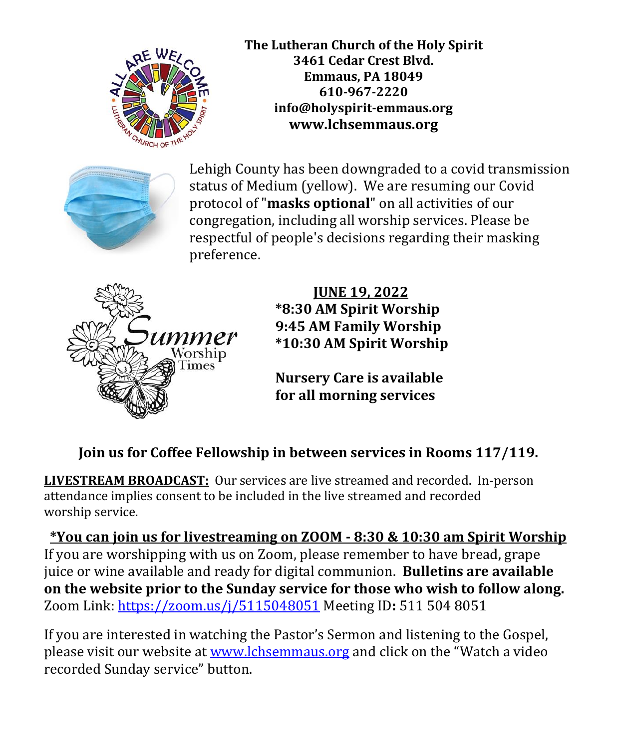**The Lutheran Church of the Holy Spirit**
**3461 Cedar Crest Blvd.**
**Emmaus, PA 18049**
**610-967-2220**
**info@holyspirit-emmaus.org**
**www.lchsemmaus.org**

Lehigh County has been downgraded to a covid transmission status of Medium (yellow). We are resuming our Covid protocol of "**masks optional**" on all activities of our congregation, including all worship services. Please be respectful of people's decisions regarding their masking preference.

Summer Worship Times

**JUNE 19, 2022**
**\*8:30 AM Spirit Worship**
**9:45 AM Family Worship**
**\*10:30 AM Spirit Worship**

**Nursery Care is available for all morning services**

**Join us for Coffee Fellowship in between services in Rooms 117/119.**

**LIVESTREAM BROADCAST:** Our services are live streamed and recorded. In-person attendance implies consent to be included in the live streamed and recorded worship service.

**\*You can join us for livestreaming on ZOOM - 8:30 & 10:30 am Spirit Worship**
If you are worshipping with us on Zoom, please remember to have bread, grape juice or wine available and ready for digital communion. **Bulletins are available on the website prior to the Sunday service for those who wish to follow along.**
Zoom Link: https://zoom.us/j/5115048051 Meeting ID**:** 511 504 8051

If you are interested in watching the Pastor's Sermon and listening to the Gospel, please visit our website at www.lchsemmaus.org and click on the "Watch a video recorded Sunday service" button.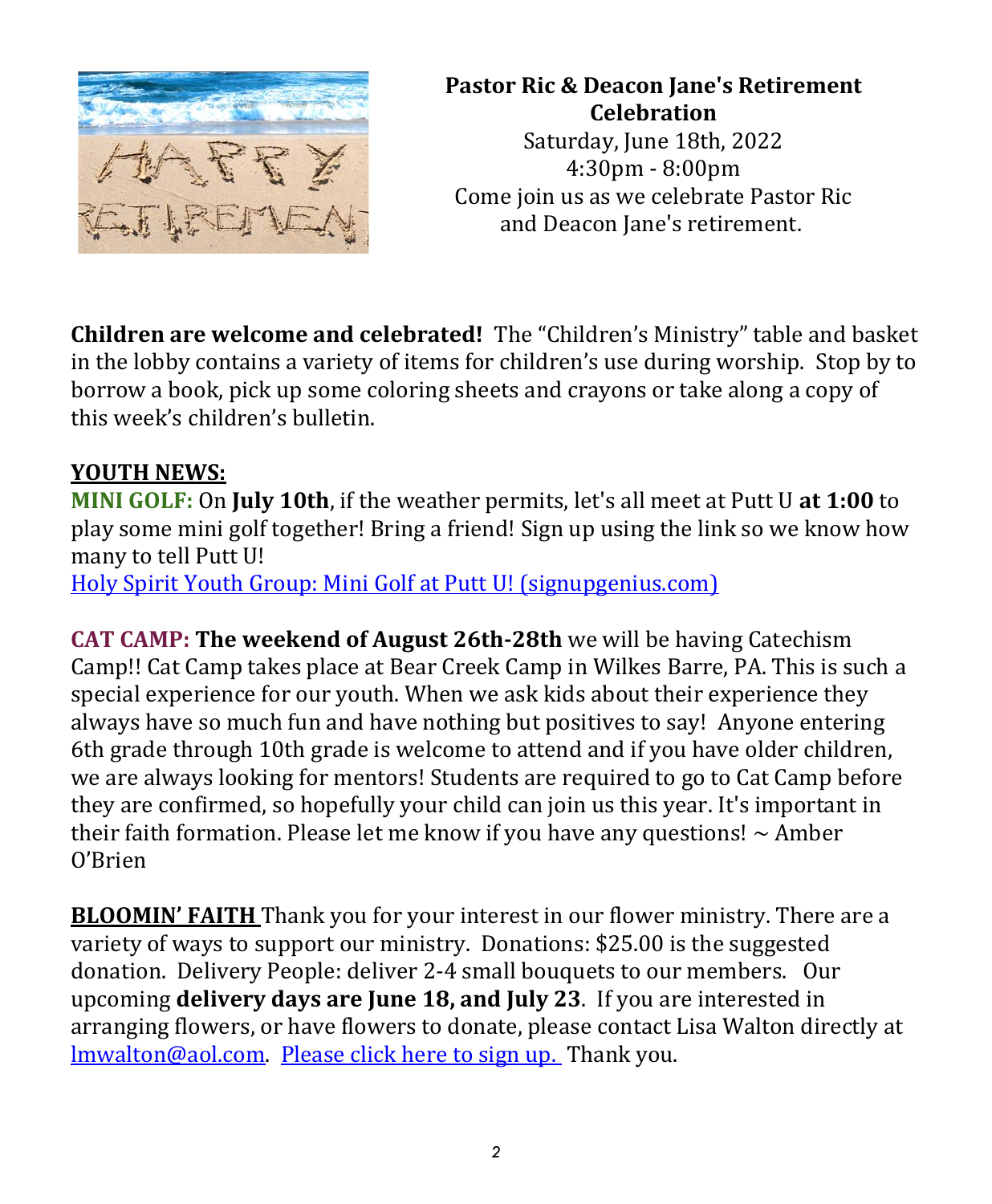**Pastor Ric & Deacon Jane's Retirement Celebration**

Saturday, June 18th, 2022
4:30pm - 8:00pm
Come join us as we celebrate Pastor Ric and Deacon Jane's retirement.

**Children are welcome and celebrated!** The "Children's Ministry" table and basket in the lobby contains a variety of items for children's use during worship. Stop by to borrow a book, pick up some coloring sheets and crayons or take along a copy of this week's children's bulletin.

**YOUTH NEWS:**

**MINI GOLF:** On **July 10th**, if the weather permits, let's all meet at Putt U **at 1:00** to play some mini golf together! Bring a friend! Sign up using the link so we know how many to tell Putt U!
Holy Spirit Youth Group: Mini Golf at Putt U! (signupgenius.com)

**CAT CAMP: The weekend of August 26th-28th** we will be having Catechism Camp!! Cat Camp takes place at Bear Creek Camp in Wilkes Barre, PA. This is such a special experience for our youth. When we ask kids about their experience they always have so much fun and have nothing but positives to say! Anyone entering 6th grade through 10th grade is welcome to attend and if you have older children, we are always looking for mentors! Students are required to go to Cat Camp before they are confirmed, so hopefully your child can join us this year. It's important in their faith formation. Please let me know if you have any questions! ~ Amber O'Brien

**BLOOMIN' FAITH** Thank you for your interest in our flower ministry. There are a variety of ways to support our ministry. Donations: $25.00 is the suggested donation. Delivery People: deliver 2-4 small bouquets to our members. Our upcoming **delivery days are June 18, and July 23**. If you are interested in arranging flowers, or have flowers to donate, please contact Lisa Walton directly at lmwalton@aol.com. Please click here to sign up. Thank you.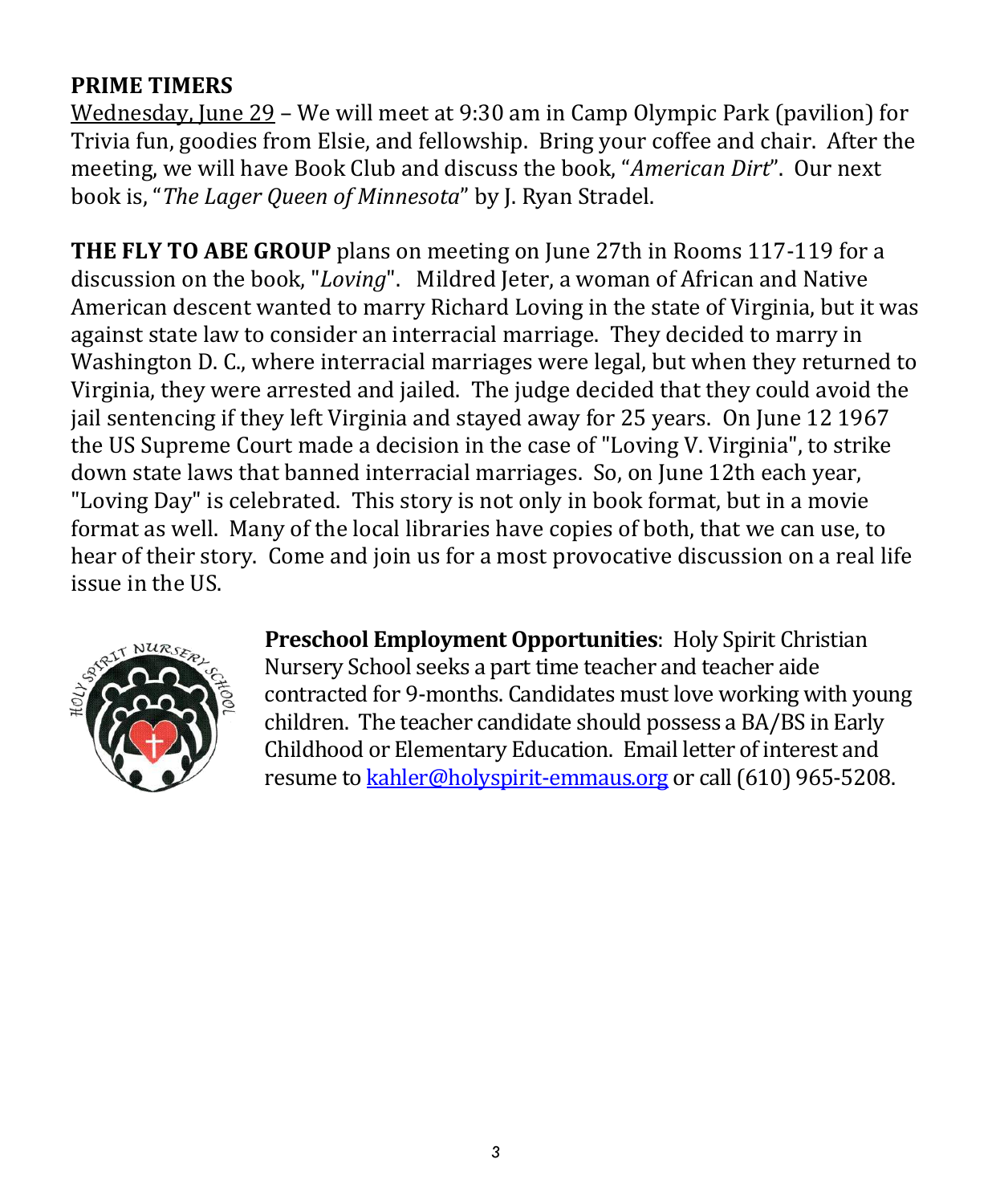## PRIME TIMERS

Wednesday, June 29 – We will meet at 9:30 am in Camp Olympic Park (pavilion) for Trivia fun, goodies from Elsie, and fellowship. Bring your coffee and chair. After the meeting, we will have Book Club and discuss the book, "*American Dirt*". Our next book is, "*The Lager Queen of Minnesota*" by J. Ryan Stradel.

**THE FLY TO ABE GROUP** plans on meeting on June 27th in Rooms 117-119 for a discussion on the book, "*Loving*". Mildred Jeter, a woman of African and Native American descent wanted to marry Richard Loving in the state of Virginia, but it was against state law to consider an interracial marriage. They decided to marry in Washington D. C., where interracial marriages were legal, but when they returned to Virginia, they were arrested and jailed. The judge decided that they could avoid the jail sentencing if they left Virginia and stayed away for 25 years. On June 12 1967 the US Supreme Court made a decision in the case of "Loving V. Virginia", to strike down state laws that banned interracial marriages. So, on June 12th each year, "Loving Day" is celebrated. This story is not only in book format, but in a movie format as well. Many of the local libraries have copies of both, that we can use, to hear of their story. Come and join us for a most provocative discussion on a real life issue in the US.

**Preschool Employment Opportunities**: Holy Spirit Christian Nursery School seeks a part time teacher and teacher aide contracted for 9-months. Candidates must love working with young children. The teacher candidate should possess a BA/BS in Early Childhood or Elementary Education. Email letter of interest and resume to kahler@holyspirit-emmaus.org or call (610) 965-5208.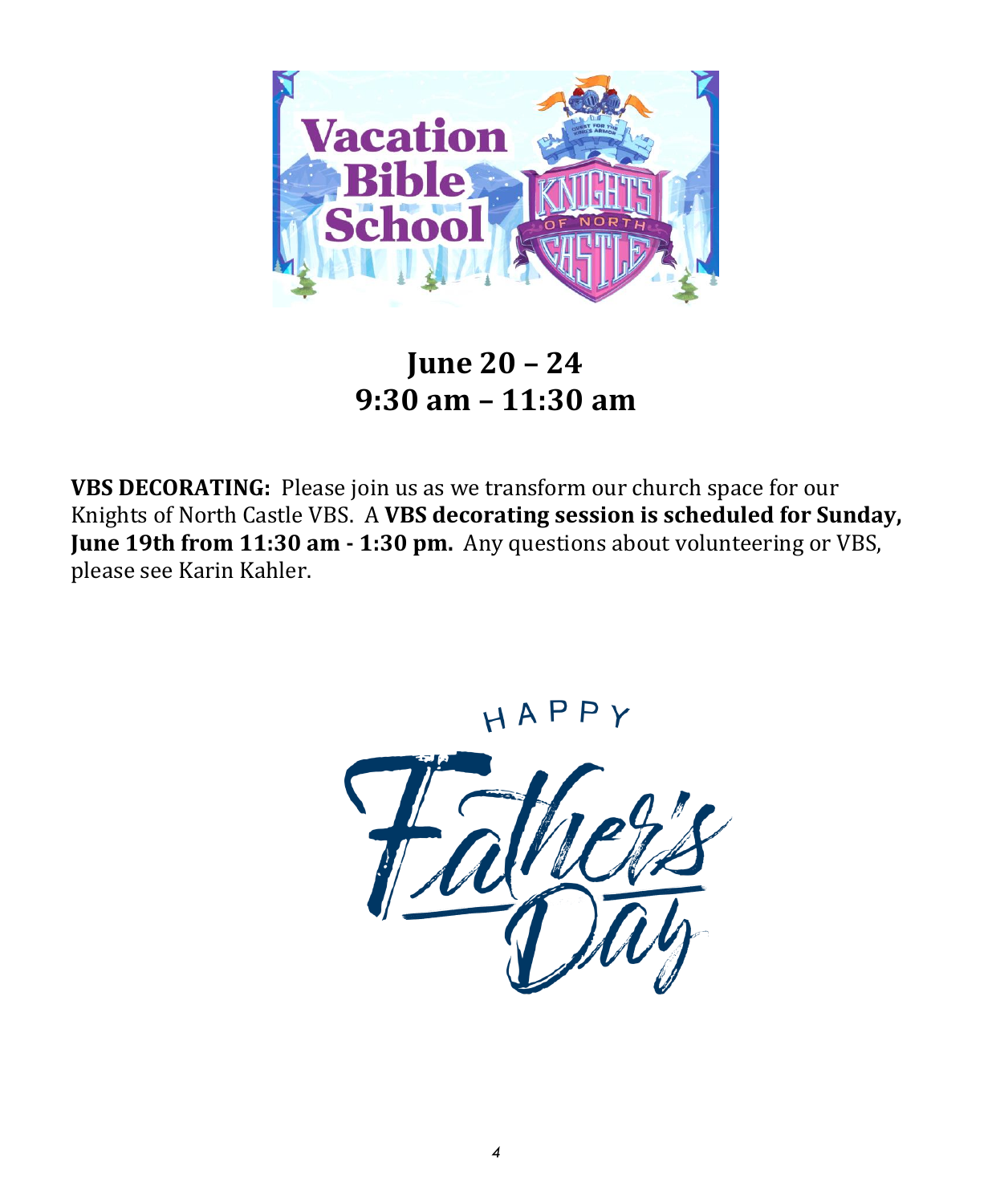Vacation Bible School

KNIGHTS OF NORTH CASTLE

**June 20 – 24**
**9:30 am – 11:30 am**

**VBS DECORATING:** Please join us as we transform our church space for our Knights of North Castle VBS. A **VBS decorating session is scheduled for Sunday, June 19th from 11:30 am - 1:30 pm.** Any questions about volunteering or VBS, please see Karin Kahler.

HAPPY Father's Day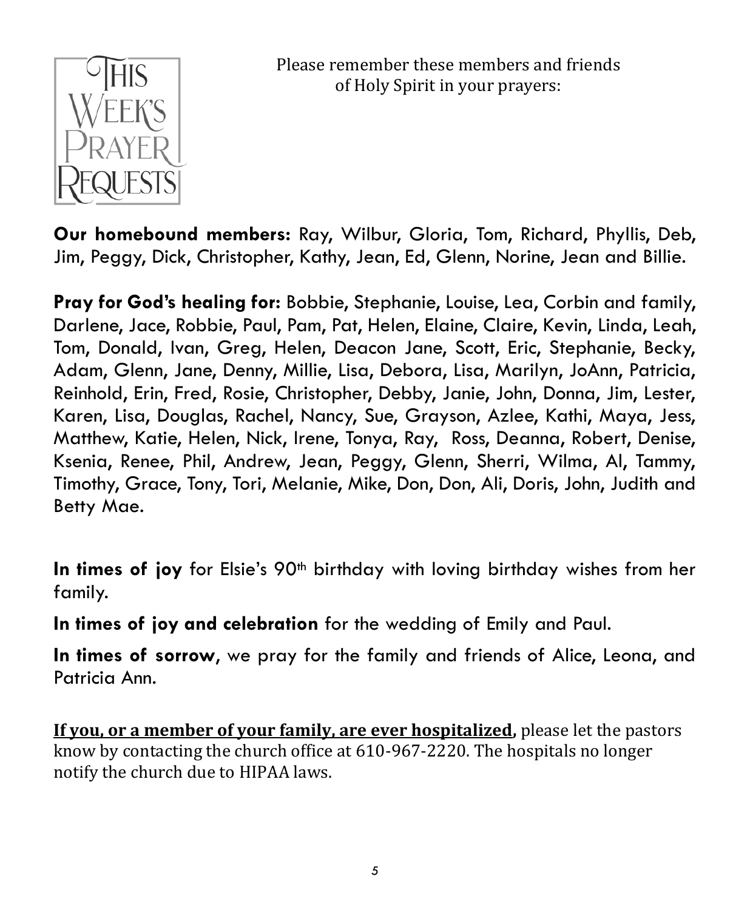# This Week's Prayer Requests

Please remember these members and friends of Holy Spirit in your prayers:

**Our homebound members:** Ray, Wilbur, Gloria, Tom, Richard, Phyllis, Deb, Jim, Peggy, Dick, Christopher, Kathy, Jean, Ed, Glenn, Norine, Jean and Billie.

**Pray for God's healing for:** Bobbie, Stephanie, Louise, Lea, Corbin and family, Darlene, Jace, Robbie, Paul, Pam, Pat, Helen, Elaine, Claire, Kevin, Linda, Leah, Tom, Donald, Ivan, Greg, Helen, Deacon Jane, Scott, Eric, Stephanie, Becky, Adam, Glenn, Jane, Denny, Millie, Lisa, Debora, Lisa, Marilyn, JoAnn, Patricia, Reinhold, Erin, Fred, Rosie, Christopher, Debby, Janie, John, Donna, Jim, Lester, Karen, Lisa, Douglas, Rachel, Nancy, Sue, Grayson, Azlee, Kathi, Maya, Jess, Matthew, Katie, Helen, Nick, Irene, Tonya, Ray, Ross, Deanna, Robert, Denise, Ksenia, Renee, Phil, Andrew, Jean, Peggy, Glenn, Sherri, Wilma, Al, Tammy, Timothy, Grace, Tony, Tori, Melanie, Mike, Don, Don, Ali, Doris, John, Judith and Betty Mae.

**In times of joy** for Elsie's 90th birthday with loving birthday wishes from her family.

**In times of joy and celebration** for the wedding of Emily and Paul.

**In times of sorrow**, we pray for the family and friends of Alice, Leona, and Patricia Ann.

**If you, or a member of your family, are ever hospitalized,** please let the pastors know by contacting the church office at 610-967-2220. The hospitals no longer notify the church due to HIPAA laws.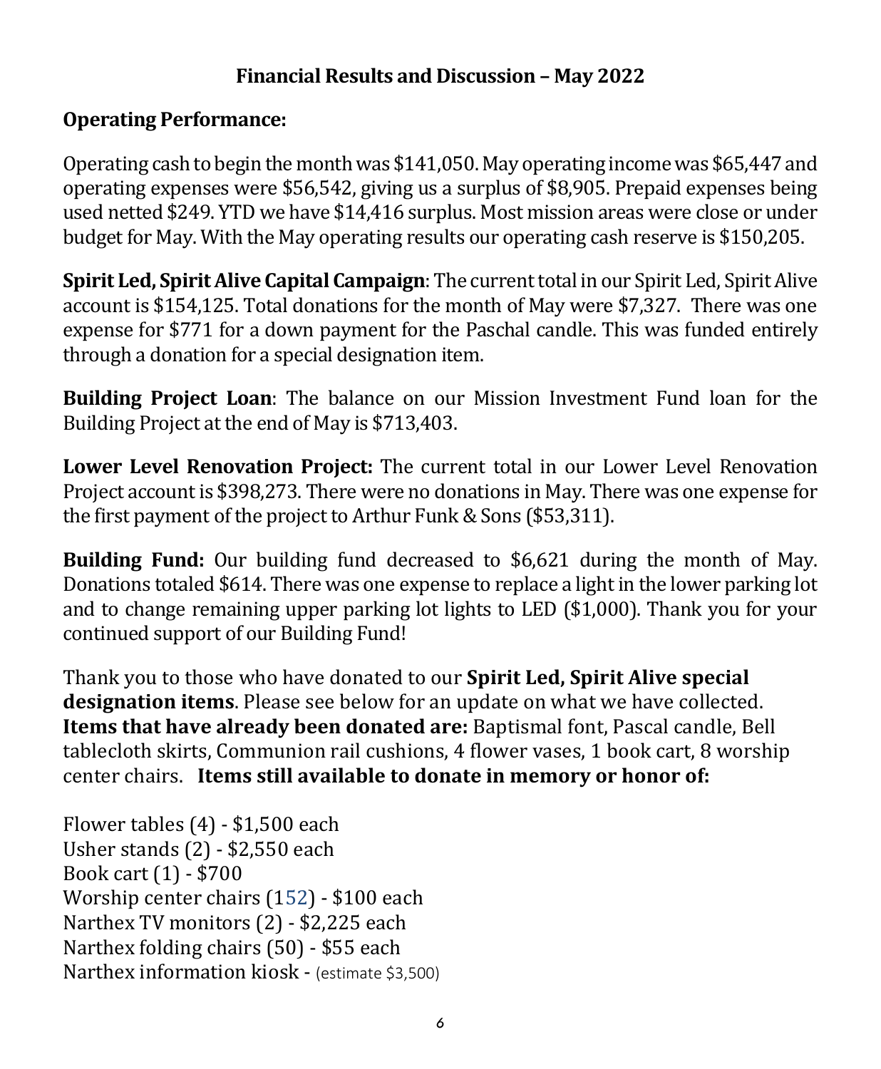## Financial Results and Discussion – May 2022

**Operating Performance:**

Operating cash to begin the month was $141,050. May operating income was $65,447 and operating expenses were $56,542, giving us a surplus of $8,905. Prepaid expenses being used netted $249. YTD we have $14,416 surplus. Most mission areas were close or under budget for May. With the May operating results our operating cash reserve is $150,205.

**Spirit Led, Spirit Alive Capital Campaign**: The current total in our Spirit Led, Spirit Alive account is $154,125. Total donations for the month of May were $7,327. There was one expense for $771 for a down payment for the Paschal candle. This was funded entirely through a donation for a special designation item.

**Building Project Loan**: The balance on our Mission Investment Fund loan for the Building Project at the end of May is $713,403.

**Lower Level Renovation Project:** The current total in our Lower Level Renovation Project account is $398,273. There were no donations in May. There was one expense for the first payment of the project to Arthur Funk & Sons ($53,311).

**Building Fund:** Our building fund decreased to $6,621 during the month of May. Donations totaled $614. There was one expense to replace a light in the lower parking lot and to change remaining upper parking lot lights to LED ($1,000). Thank you for your continued support of our Building Fund!

Thank you to those who have donated to our **Spirit Led, Spirit Alive special designation items**. Please see below for an update on what we have collected. **Items that have already been donated are:** Baptismal font, Pascal candle, Bell tablecloth skirts, Communion rail cushions, 4 flower vases, 1 book cart, 8 worship center chairs. **Items still available to donate in memory or honor of:**

Flower tables (4) - $1,500 each
Usher stands (2) - $2,550 each
Book cart (1) - $700
Worship center chairs (152) - $100 each
Narthex TV monitors (2) - $2,225 each
Narthex folding chairs (50) - $55 each
Narthex information kiosk - (estimate $3,500)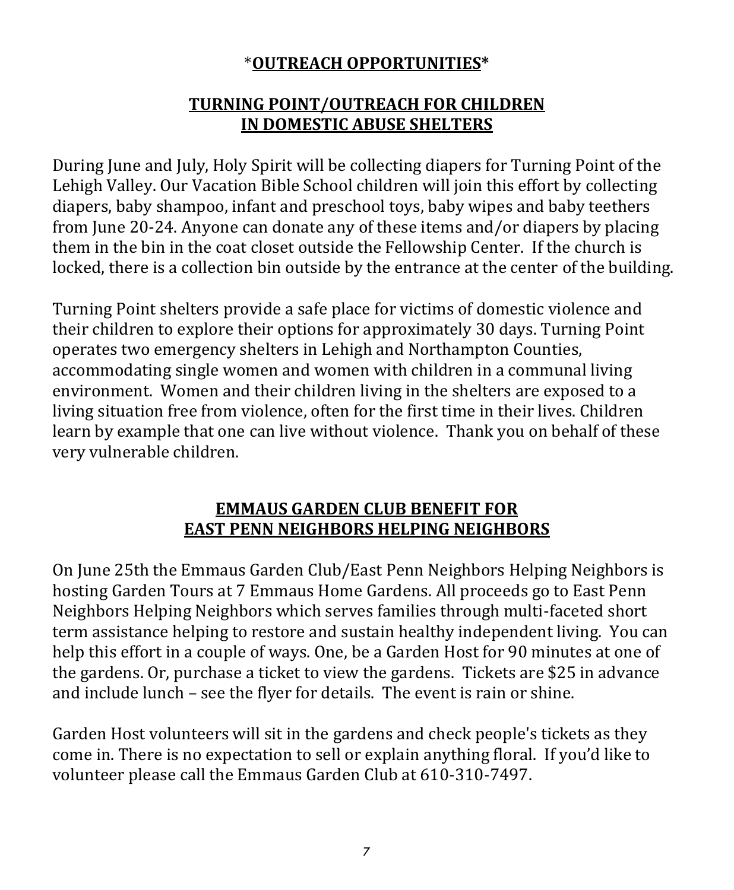# \*OUTREACH OPPORTUNITIES\*

## TURNING POINT/OUTREACH FOR CHILDREN IN DOMESTIC ABUSE SHELTERS

During June and July, Holy Spirit will be collecting diapers for Turning Point of the Lehigh Valley. Our Vacation Bible School children will join this effort by collecting diapers, baby shampoo, infant and preschool toys, baby wipes and baby teethers from June 20-24. Anyone can donate any of these items and/or diapers by placing them in the bin in the coat closet outside the Fellowship Center. If the church is locked, there is a collection bin outside by the entrance at the center of the building.

Turning Point shelters provide a safe place for victims of domestic violence and their children to explore their options for approximately 30 days. Turning Point operates two emergency shelters in Lehigh and Northampton Counties, accommodating single women and women with children in a communal living environment. Women and their children living in the shelters are exposed to a living situation free from violence, often for the first time in their lives. Children learn by example that one can live without violence. Thank you on behalf of these very vulnerable children.

## EMMAUS GARDEN CLUB BENEFIT FOR EAST PENN NEIGHBORS HELPING NEIGHBORS

On June 25th the Emmaus Garden Club/East Penn Neighbors Helping Neighbors is hosting Garden Tours at 7 Emmaus Home Gardens. All proceeds go to East Penn Neighbors Helping Neighbors which serves families through multi-faceted short term assistance helping to restore and sustain healthy independent living. You can help this effort in a couple of ways. One, be a Garden Host for 90 minutes at one of the gardens. Or, purchase a ticket to view the gardens. Tickets are $25 in advance and include lunch – see the flyer for details. The event is rain or shine.

Garden Host volunteers will sit in the gardens and check people's tickets as they come in. There is no expectation to sell or explain anything floral. If you'd like to volunteer please call the Emmaus Garden Club at 610-310-7497.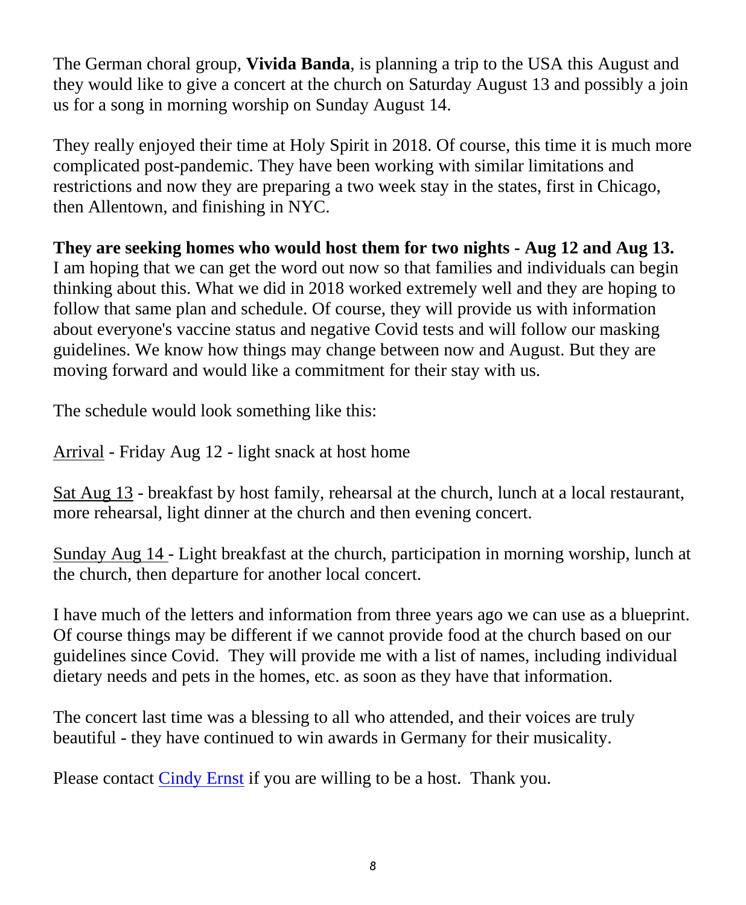The German choral group, **Vivida Banda**, is planning a trip to the USA this August and they would like to give a concert at the church on Saturday August 13 and possibly a join us for a song in morning worship on Sunday August 14.

They really enjoyed their time at Holy Spirit in 2018. Of course, this time it is much more complicated post-pandemic. They have been working with similar limitations and restrictions and now they are preparing a two week stay in the states, first in Chicago, then Allentown, and finishing in NYC.

**They are seeking homes who would host them for two nights - Aug 12 and Aug 13.** I am hoping that we can get the word out now so that families and individuals can begin thinking about this. What we did in 2018 worked extremely well and they are hoping to follow that same plan and schedule. Of course, they will provide us with information about everyone's vaccine status and negative Covid tests and will follow our masking guidelines. We know how things may change between now and August. But they are moving forward and would like a commitment for their stay with us.

The schedule would look something like this:

<u>Arrival</u> - Friday Aug 12 - light snack at host home

<u>Sat Aug 13</u> - breakfast by host family, rehearsal at the church, lunch at a local restaurant, more rehearsal, light dinner at the church and then evening concert.

<u>Sunday Aug 14</u> - Light breakfast at the church, participation in morning worship, lunch at the church, then departure for another local concert.

I have much of the letters and information from three years ago we can use as a blueprint. Of course things may be different if we cannot provide food at the church based on our guidelines since Covid. They will provide me with a list of names, including individual dietary needs and pets in the homes, etc. as soon as they have that information.

The concert last time was a blessing to all who attended, and their voices are truly beautiful - they have continued to win awards in Germany for their musicality.

Please contact Cindy Ernst if you are willing to be a host. Thank you.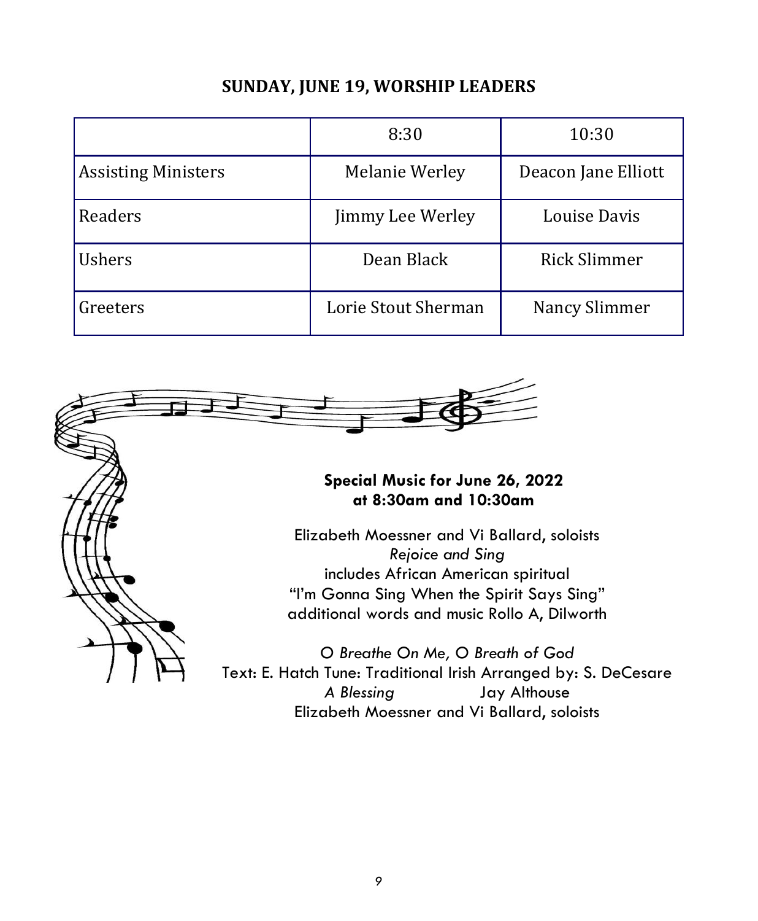## SUNDAY, JUNE 19, WORSHIP LEADERS

| | 8:30 | 10:30 |
|---|---|---|
| Assisting Ministers | Melanie Werley | Deacon Jane Elliott |
| Readers | Jimmy Lee Werley | Louise Davis |
| Ushers | Dean Black | Rick Slimmer |
| Greeters | Lorie Stout Sherman | Nancy Slimmer |

**Special Music for June 26, 2022**
**at 8:30am and 10:30am**

Elizabeth Moessner and Vi Ballard, soloists
*Rejoice and Sing*
includes African American spiritual
"I'm Gonna Sing When the Spirit Says Sing"
additional words and music Rollo A, Dilworth

*O Breathe On Me, O Breath of God*
Text: E. Hatch Tune: Traditional Irish Arranged by: S. DeCesare
*A Blessing* Jay Althouse
Elizabeth Moessner and Vi Ballard, soloists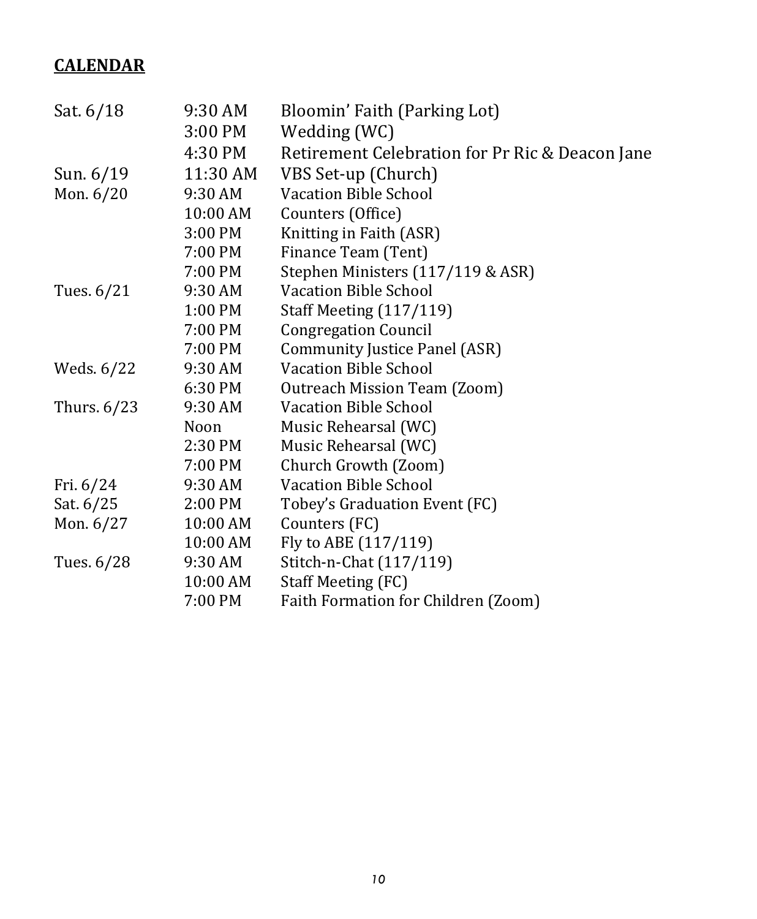**<u>CALENDAR</u>**

| | | |
|---|---|---|
| Sat. 6/18 | 9:30 AM | Bloomin' Faith (Parking Lot) |
| | 3:00 PM | Wedding (WC) |
| | 4:30 PM | Retirement Celebration for Pr Ric & Deacon Jane |
| Sun. 6/19 | 11:30 AM | VBS Set-up (Church) |
| Mon. 6/20 | 9:30 AM | Vacation Bible School |
| | 10:00 AM | Counters (Office) |
| | 3:00 PM | Knitting in Faith (ASR) |
| | 7:00 PM | Finance Team (Tent) |
| | 7:00 PM | Stephen Ministers (117/119 & ASR) |
| Tues. 6/21 | 9:30 AM | Vacation Bible School |
| | 1:00 PM | Staff Meeting (117/119) |
| | 7:00 PM | Congregation Council |
| | 7:00 PM | Community Justice Panel (ASR) |
| Weds. 6/22 | 9:30 AM | Vacation Bible School |
| | 6:30 PM | Outreach Mission Team (Zoom) |
| Thurs. 6/23 | 9:30 AM | Vacation Bible School |
| | Noon | Music Rehearsal (WC) |
| | 2:30 PM | Music Rehearsal (WC) |
| | 7:00 PM | Church Growth (Zoom) |
| Fri. 6/24 | 9:30 AM | Vacation Bible School |
| Sat. 6/25 | 2:00 PM | Tobey's Graduation Event (FC) |
| Mon. 6/27 | 10:00 AM | Counters (FC) |
| | 10:00 AM | Fly to ABE (117/119) |
| Tues. 6/28 | 9:30 AM | Stitch-n-Chat (117/119) |
| | 10:00 AM | Staff Meeting (FC) |
| | 7:00 PM | Faith Formation for Children (Zoom) |